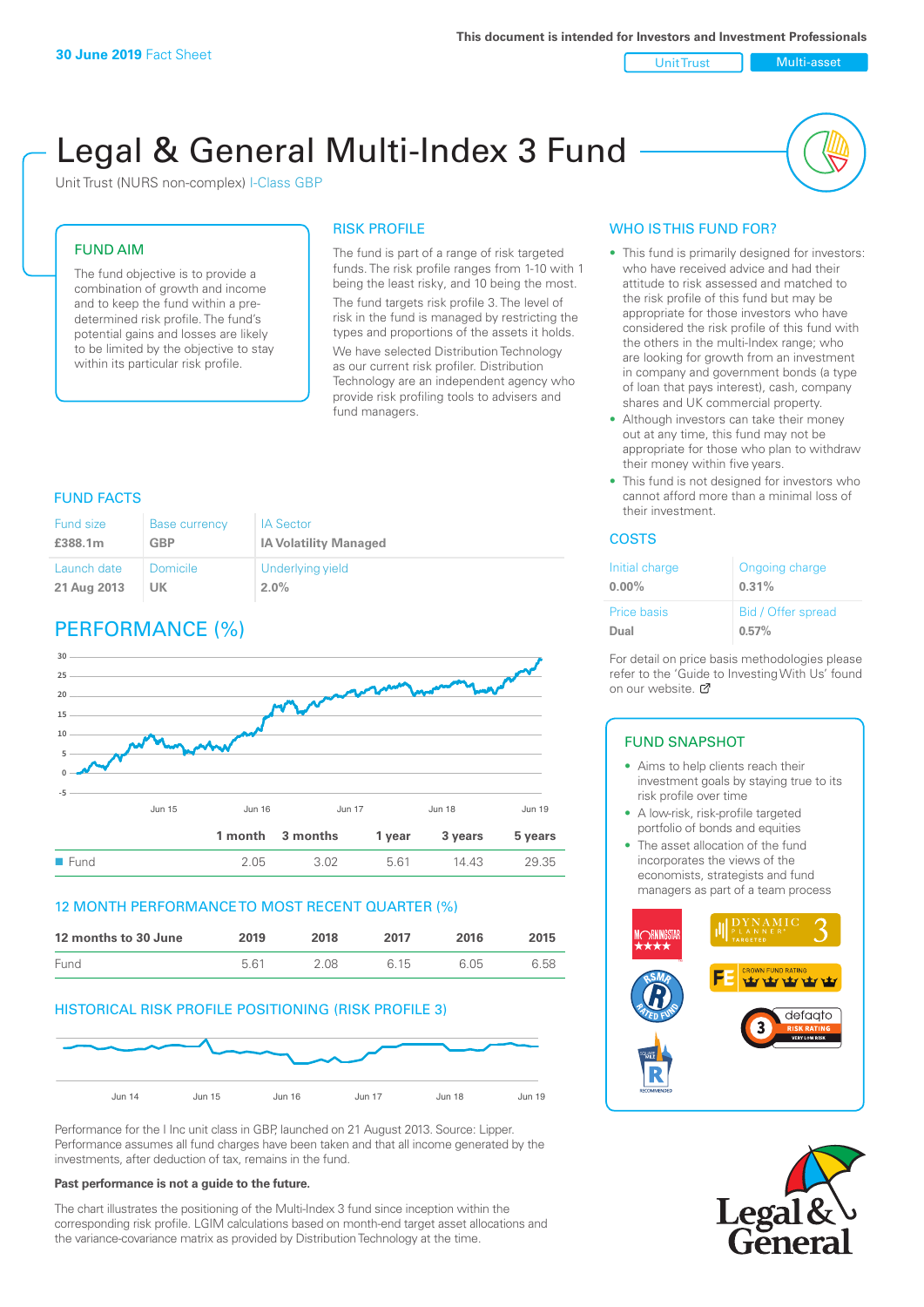**30 June 2019** Fact Sheet

This document is intended for Investors and Investment Professionals

Unit Trust | Multi-asset

# Legal & General Multi-Index 3 Fund

Unit Trust (NURS non-complex) I-Class GBP

## FUND AIM

The fund objective is to provide a combination of growth and income and to keep the fund within a pre-determined risk profile. The fund's potential gains and losses are likely to be limited by the objective to stay within its particular risk profile.

## RISK PROFILE

The fund is part of a range of risk targeted funds. The risk profile ranges from 1-10 with 1 being the least risky, and 10 being the most.

The fund targets risk profile 3. The level of risk in the fund is managed by restricting the types and proportions of the assets it holds.

We have selected Distribution Technology as our current risk profiler. Distribution Technology are an independent agency who provide risk profiling tools to advisers and fund managers.

## WHO IS THIS FUND FOR?

- This fund is primarily designed for investors: who have received advice and had their attitude to risk assessed and matched to the risk profile of this fund but may be appropriate for those investors who have considered the risk profile of this fund with the others in the multi-Index range; who are looking for growth from an investment in company and government bonds (a type of loan that pays interest), cash, company shares and UK commercial property.
- Although investors can take their money out at any time, this fund may not be appropriate for those who plan to withdraw their money within five years.
- This fund is not designed for investors who cannot afford more than a minimal loss of their investment.

## FUND FACTS

| Fund size | Base currency | IA Sector |
|---|---|---|
| **£388.1m** | **GBP** | **IA Volatility Managed** |
| **Launch date** | **Domicile** | **Underlying yield** |
| **21 Aug 2013** | **UK** | **2.0%** |

## COSTS

| Initial charge | Ongoing charge |
|---|---|
| **0.00%** | **0.31%** |
| **Price basis** | **Bid / Offer spread** |
| **Dual** | **0.57%** |

For detail on price basis methodologies please refer to the 'Guide to Investing With Us' found on our website.

## PERFORMANCE (%)

| | 1 month | 3 months | 1 year | 3 years | 5 years |
|---|---|---|---|---|---|
| Fund | 2.05 | 3.02 | 5.61 | 14.43 | 29.35 |

## 12 MONTH PERFORMANCE TO MOST RECENT QUARTER (%)

| 12 months to 30 June | 2019 | 2018 | 2017 | 2016 | 2015 |
|---|---|---|---|---|---|
| Fund | 5.61 | 2.08 | 6.15 | 6.05 | 6.58 |

## HISTORICAL RISK PROFILE POSITIONING (RISK PROFILE 3)

Performance for the I Inc unit class in GBP, launched on 21 August 2013. Source: Lipper. Performance assumes all fund charges have been taken and that all income generated by the investments, after deduction of tax, remains in the fund.

**Past performance is not a guide to the future.**

The chart illustrates the positioning of the Multi-Index 3 fund since inception within the corresponding risk profile. LGIM calculations based on month-end target asset allocations and the variance-covariance matrix as provided by Distribution Technology at the time.

## FUND SNAPSHOT

- Aims to help clients reach their investment goals by staying true to its risk profile over time
- A low-risk, risk-profile targeted portfolio of bonds and equities
- The asset allocation of the fund incorporates the views of the economists, strategists and fund managers as part of a team process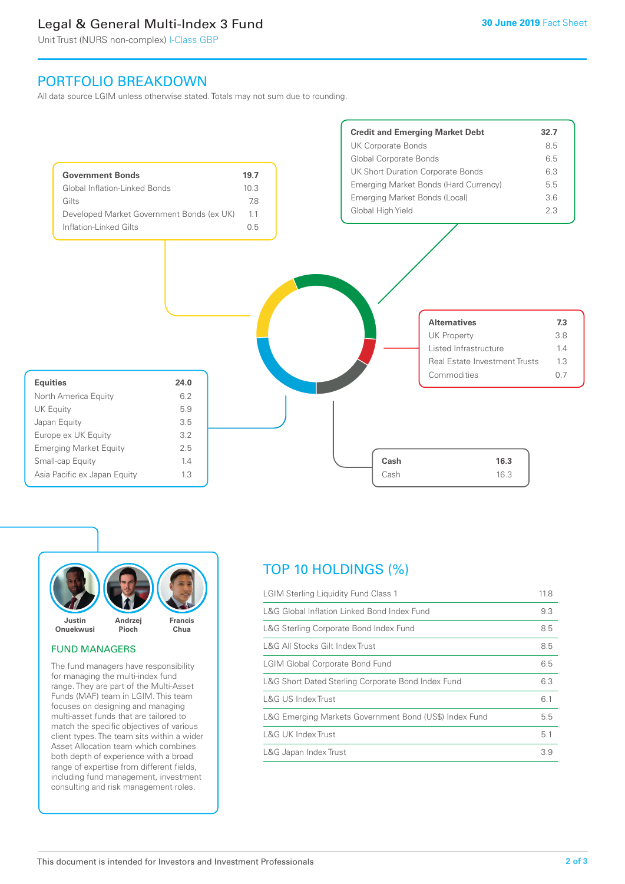# Legal & General Multi-Index 3 Fund

Unit Trust (NURS non-complex) I-Class GBP

30 June 2019 Fact Sheet

## PORTFOLIO BREAKDOWN

All data source LGIM unless otherwise stated. Totals may not sum due to rounding.

| Government Bonds | 19.7 |
|---|---|
| Global Inflation-Linked Bonds | 10.3 |
| Gilts | 7.8 |
| Developed Market Government Bonds (ex UK) | 1.1 |
| Inflation-Linked Gilts | 0.5 |

| Credit and Emerging Market Debt | 32.7 |
|---|---|
| UK Corporate Bonds | 8.5 |
| Global Corporate Bonds | 6.5 |
| UK Short Duration Corporate Bonds | 6.3 |
| Emerging Market Bonds (Hard Currency) | 5.5 |
| Emerging Market Bonds (Local) | 3.6 |
| Global High Yield | 2.3 |

| Alternatives | 7.3 |
|---|---|
| UK Property | 3.8 |
| Listed Infrastructure | 1.4 |
| Real Estate Investment Trusts | 1.3 |
| Commodities | 0.7 |

| Equities | 24.0 |
|---|---|
| North America Equity | 6.2 |
| UK Equity | 5.9 |
| Japan Equity | 3.5 |
| Europe ex UK Equity | 3.2 |
| Emerging Market Equity | 2.5 |
| Small-cap Equity | 1.4 |
| Asia Pacific ex Japan Equity | 1.3 |

| Cash | 16.3 |
|---|---|
| Cash | 16.3 |

Justin Onuekwusi, Andrzej Pioch, Francis Chua

## FUND MANAGERS

The fund managers have responsibility for managing the multi-index fund range. They are part of the Multi-Asset Funds (MAF) team in LGIM. This team focuses on designing and managing multi-asset funds that are tailored to match the specific objectives of various client types. The team sits within a wider Asset Allocation team which combines both depth of experience with a broad range of expertise from different fields, including fund management, investment consulting and risk management roles.

## TOP 10 HOLDINGS (%)

| Holding | % |
|---|---|
| LGIM Sterling Liquidity Fund Class 1 | 11.8 |
| L&G Global Inflation Linked Bond Index Fund | 9.3 |
| L&G Sterling Corporate Bond Index Fund | 8.5 |
| L&G All Stocks Gilt Index Trust | 8.5 |
| LGIM Global Corporate Bond Fund | 6.5 |
| L&G Short Dated Sterling Corporate Bond Index Fund | 6.3 |
| L&G US Index Trust | 6.1 |
| L&G Emerging Markets Government Bond (US$) Index Fund | 5.5 |
| L&G UK Index Trust | 5.1 |
| L&G Japan Index Trust | 3.9 |

This document is intended for Investors and Investment Professionals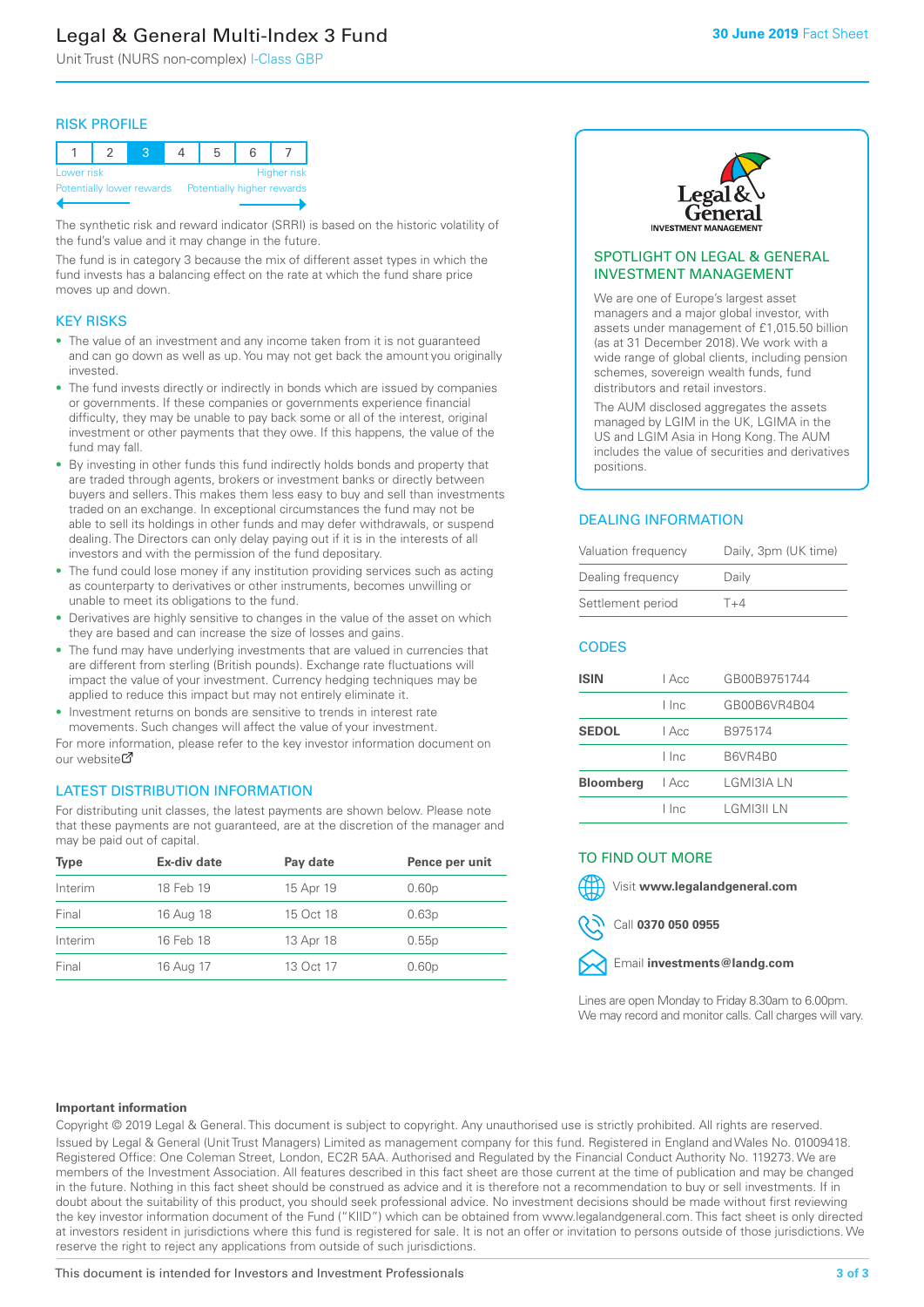# Legal & General Multi-Index 3 Fund

Unit Trust (NURS non-complex) I-Class GBP

30 June 2019 Fact Sheet

## RISK PROFILE

| 1 | 2 | 3 | 4 | 5 | 6 | 7 |
|---|---|---|---|---|---|---|

Lower risk — Higher risk

Potentially lower rewards — Potentially higher rewards

The synthetic risk and reward indicator (SRRI) is based on the historic volatility of the fund's value and it may change in the future.

The fund is in category 3 because the mix of different asset types in which the fund invests has a balancing effect on the rate at which the fund share price moves up and down.

## KEY RISKS

- The value of an investment and any income taken from it is not guaranteed and can go down as well as up. You may not get back the amount you originally invested.
- The fund invests directly or indirectly in bonds which are issued by companies or governments. If these companies or governments experience financial difficulty, they may be unable to pay back some or all of the interest, original investment or other payments that they owe. If this happens, the value of the fund may fall.
- By investing in other funds this fund indirectly holds bonds and property that are traded through agents, brokers or investment banks or directly between buyers and sellers. This makes them less easy to buy and sell than investments traded on an exchange. In exceptional circumstances the fund may not be able to sell its holdings in other funds and may defer withdrawals, or suspend dealing. The Directors can only delay paying out if it is in the interests of all investors and with the permission of the fund depositary.
- The fund could lose money if any institution providing services such as acting as counterparty to derivatives or other instruments, becomes unwilling or unable to meet its obligations to the fund.
- Derivatives are highly sensitive to changes in the value of the asset on which they are based and can increase the size of losses and gains.
- The fund may have underlying investments that are valued in currencies that are different from sterling (British pounds). Exchange rate fluctuations will impact the value of your investment. Currency hedging techniques may be applied to reduce this impact but may not entirely eliminate it.
- Investment returns on bonds are sensitive to trends in interest rate movements. Such changes will affect the value of your investment.

For more information, please refer to the key investor information document on our website

## LATEST DISTRIBUTION INFORMATION

For distributing unit classes, the latest payments are shown below. Please note that these payments are not guaranteed, are at the discretion of the manager and may be paid out of capital.

| Type | Ex-div date | Pay date | Pence per unit |
|---|---|---|---|
| Interim | 18 Feb 19 | 15 Apr 19 | 0.60p |
| Final | 16 Aug 18 | 15 Oct 18 | 0.63p |
| Interim | 16 Feb 18 | 13 Apr 18 | 0.55p |
| Final | 16 Aug 17 | 13 Oct 17 | 0.60p |

## SPOTLIGHT ON LEGAL & GENERAL INVESTMENT MANAGEMENT

We are one of Europe's largest asset managers and a major global investor, with assets under management of £1,015.50 billion (as at 31 December 2018). We work with a wide range of global clients, including pension schemes, sovereign wealth funds, fund distributors and retail investors.

The AUM disclosed aggregates the assets managed by LGIM in the UK, LGIMA in the US and LGIM Asia in Hong Kong. The AUM includes the value of securities and derivatives positions.

## DEALING INFORMATION

| | |
|---|---|
| Valuation frequency | Daily, 3pm (UK time) |
| Dealing frequency | Daily |
| Settlement period | T+4 |

## CODES

| | | |
|---|---|---|
| **ISIN** | I Acc | GB00B9751744 |
| | I Inc | GB00B6VR4B04 |
| **SEDOL** | I Acc | B975174 |
| | I Inc | B6VR4B0 |
| **Bloomberg** | I Acc | LGMI3IA LN |
| | I Inc | LGMI3II LN |

## TO FIND OUT MORE

Visit **www.legalandgeneral.com**

Call **0370 050 0955**

Email **investments@landg.com**

Lines are open Monday to Friday 8.30am to 6.00pm. We may record and monitor calls. Call charges will vary.

**Important information**

Copyright © 2019 Legal & General. This document is subject to copyright. Any unauthorised use is strictly prohibited. All rights are reserved. Issued by Legal & General (Unit Trust Managers) Limited as management company for this fund. Registered in England and Wales No. 01009418. Registered Office: One Coleman Street, London, EC2R 5AA. Authorised and Regulated by the Financial Conduct Authority No. 119273. We are members of the Investment Association. All features described in this fact sheet are those current at the time of publication and may be changed in the future. Nothing in this fact sheet should be construed as advice and it is therefore not a recommendation to buy or sell investments. If in doubt about the suitability of this product, you should seek professional advice. No investment decisions should be made without first reviewing the key investor information document of the Fund ("KIID") which can be obtained from www.legalandgeneral.com. This fact sheet is only directed at investors resident in jurisdictions where this fund is registered for sale. It is not an offer or invitation to persons outside of those jurisdictions. We reserve the right to reject any applications from outside of such jurisdictions.

This document is intended for Investors and Investment Professionals